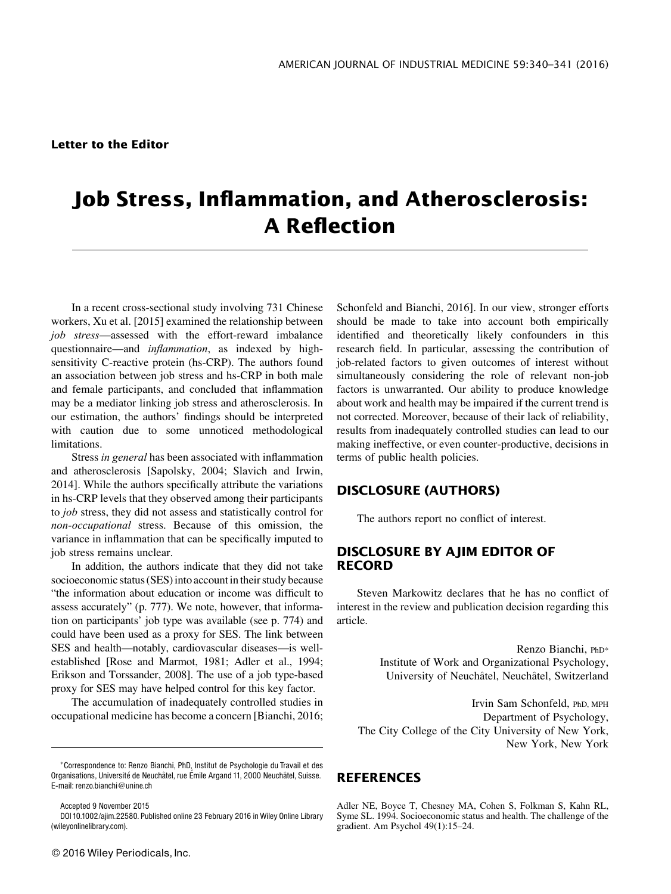**Letter to the Editor**

# Job Stress, Inflammation, and Atherosclerosis: A Reflection

In a recent cross-sectional study involving 731 Chinese workers, Xu et al. [2015] examined the relationship between *job stress*—assessed with the effort-reward imbalance questionnaire—and *inflammation*, as indexed by high-sensitivity C-reactive protein (hs-CRP). The authors found an association between job stress and hs-CRP in both male and female participants, and concluded that inflammation may be a mediator linking job stress and atherosclerosis. In our estimation, the authors' findings should be interpreted with caution due to some unnoticed methodological limitations.

Stress *in general* has been associated with inflammation and atherosclerosis [Sapolsky, 2004; Slavich and Irwin, 2014]. While the authors specifically attribute the variations in hs-CRP levels that they observed among their participants to *job* stress, they did not assess and statistically control for *non-occupational* stress. Because of this omission, the variance in inflammation that can be specifically imputed to job stress remains unclear.

In addition, the authors indicate that they did not take socioeconomic status (SES) into account in their study because "the information about education or income was difficult to assess accurately" (p. 777). We note, however, that information on participants' job type was available (see p. 774) and could have been used as a proxy for SES. The link between SES and health—notably, cardiovascular diseases—is well-established [Rose and Marmot, 1981; Adler et al., 1994; Erikson and Torssander, 2008]. The use of a job type-based proxy for SES may have helped control for this key factor.

The accumulation of inadequately controlled studies in occupational medicine has become a concern [Bianchi, 2016; Schonfeld and Bianchi, 2016]. In our view, stronger efforts should be made to take into account both empirically identified and theoretically likely confounders in this research field. In particular, assessing the contribution of job-related factors to given outcomes of interest without simultaneously considering the role of relevant non-job factors is unwarranted. Our ability to produce knowledge about work and health may be impaired if the current trend is not corrected. Moreover, because of their lack of reliability, results from inadequately controlled studies can lead to our making ineffective, or even counter-productive, decisions in terms of public health policies.

## DISCLOSURE (AUTHORS)

The authors report no conflict of interest.

## DISCLOSURE BY AJIM EDITOR OF RECORD

Steven Markowitz declares that he has no conflict of interest in the review and publication decision regarding this article.

Renzo Bianchi, PhD*
Institute of Work and Organizational Psychology,
University of Neuchâtel, Neuchâtel, Switzerland

Irvin Sam Schonfeld, PhD, MPH
Department of Psychology,
The City College of the City University of New York,
New York, New York

## REFERENCES

Adler NE, Boyce T, Chesney MA, Cohen S, Folkman S, Kahn RL, Syme SL. 1994. Socioeconomic status and health. The challenge of the gradient. Am Psychol 49(1):15–24.

---

*Correspondence to: Renzo Bianchi, PhD, Institut de Psychologie du Travail et des Organisations, Université de Neuchâtel, rue Émile Argand 11, 2000 Neuchâtel, Suisse. E-mail: renzo.bianchi@unine.ch

Accepted 9 November 2015

DOI 10.1002/ajim.22580. Published online 23 February 2016 in Wiley Online Library (wileyonlinelibrary.com).

© 2016 Wiley Periodicals, Inc.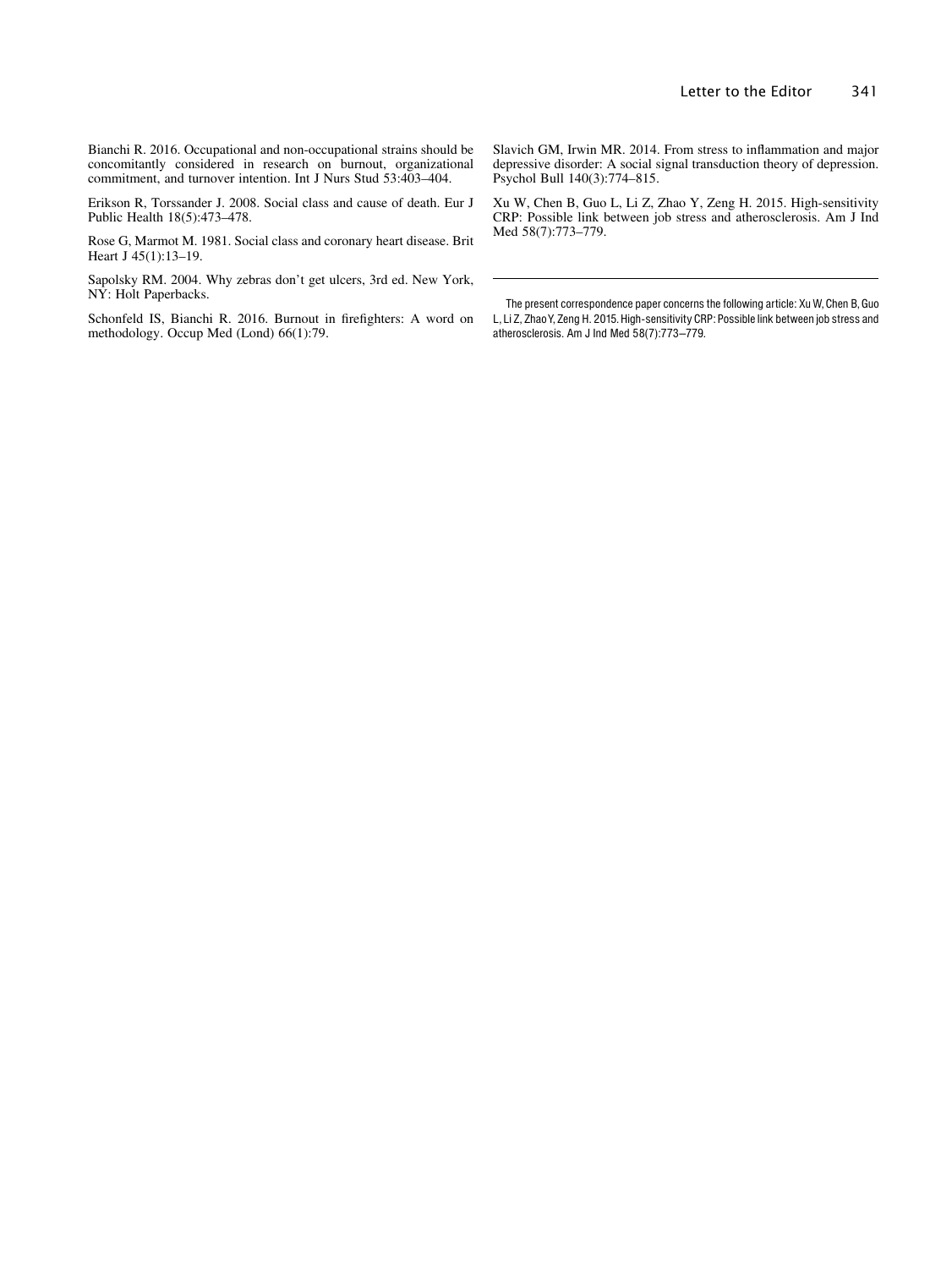Bianchi R. 2016. Occupational and non-occupational strains should be concomitantly considered in research on burnout, organizational commitment, and turnover intention. Int J Nurs Stud 53:403–404.

Erikson R, Torssander J. 2008. Social class and cause of death. Eur J Public Health 18(5):473–478.

Rose G, Marmot M. 1981. Social class and coronary heart disease. Brit Heart J 45(1):13–19.

Sapolsky RM. 2004. Why zebras don't get ulcers, 3rd ed. New York, NY: Holt Paperbacks.

Schonfeld IS, Bianchi R. 2016. Burnout in firefighters: A word on methodology. Occup Med (Lond) 66(1):79.

Slavich GM, Irwin MR. 2014. From stress to inflammation and major depressive disorder: A social signal transduction theory of depression. Psychol Bull 140(3):774–815.

Xu W, Chen B, Guo L, Li Z, Zhao Y, Zeng H. 2015. High-sensitivity CRP: Possible link between job stress and atherosclerosis. Am J Ind Med 58(7):773–779.

---

The present correspondence paper concerns the following article: Xu W, Chen B, Guo L, Li Z, Zhao Y, Zeng H. 2015. High-sensitivity CRP: Possible link between job stress and atherosclerosis. Am J Ind Med 58(7):773–779.